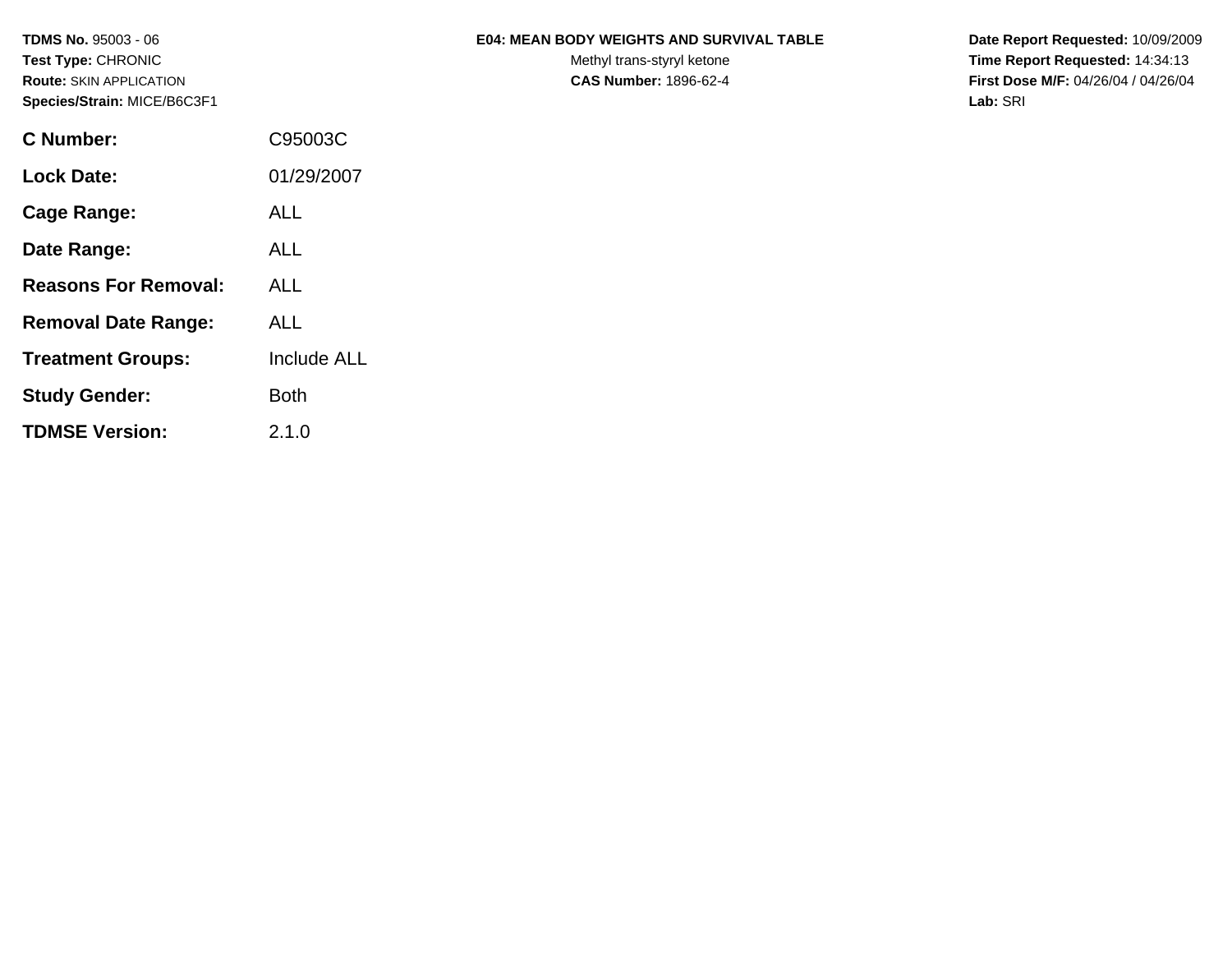**TDMS No.** 95003 - 06
**Test Type:** CHRONIC
**Route:** SKIN APPLICATION
**Species/Strain:** MICE/B6C3F1

**E04: MEAN BODY WEIGHTS AND SURVIVAL TABLE**
Methyl trans-styryl ketone
**CAS Number:** 1896-62-4

**Date Report Requested:** 10/09/2009
**Time Report Requested:** 14:34:13
**First Dose M/F:** 04/26/04 / 04/26/04
**Lab:** SRI

| | |
|---|---|
| **C Number:** | C95003C |
| **Lock Date:** | 01/29/2007 |
| **Cage Range:** | ALL |
| **Date Range:** | ALL |
| **Reasons For Removal:** | ALL |
| **Removal Date Range:** | ALL |
| **Treatment Groups:** | Include ALL |
| **Study Gender:** | Both |
| **TDMSE Version:** | 2.1.0 |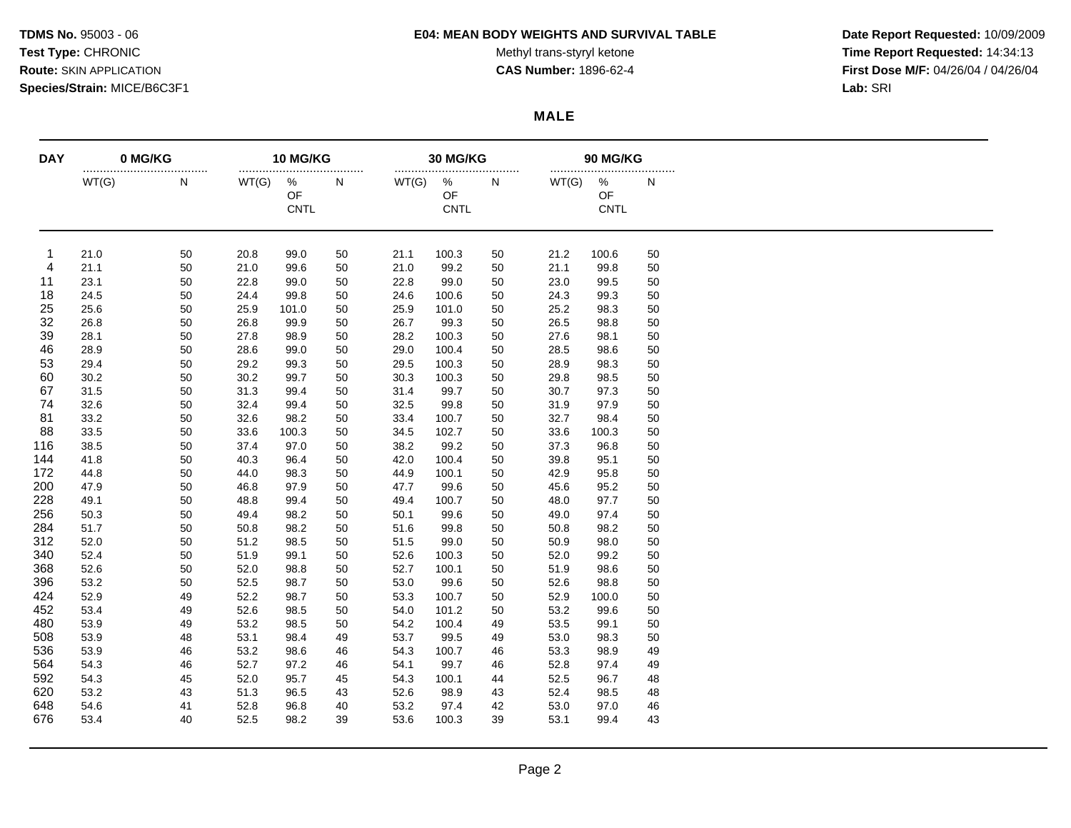**TDMS No.** 95003 - 06
**Test Type:** CHRONIC
**Route:** SKIN APPLICATION
**Species/Strain:** MICE/B6C3F1

**E04: MEAN BODY WEIGHTS AND SURVIVAL TABLE**
Methyl trans-styryl ketone
**CAS Number:** 1896-62-4

**Date Report Requested:** 10/09/2009
**Time Report Requested:** 14:34:13
**First Dose M/F:** 04/26/04 / 04/26/04
**Lab:** SRI

**MALE**

| DAY | 0 MG/KG | | 10 MG/KG | | | 30 MG/KG | | | 90 MG/KG | | |
|---|---|---|---|---|---|---|---|---|---|---|---|
| | WT(G) | N | WT(G) | % OF CNTL | N | WT(G) | % OF CNTL | N | WT(G) | % OF CNTL | N |
| 1 | 21.0 | 50 | 20.8 | 99.0 | 50 | 21.1 | 100.3 | 50 | 21.2 | 100.6 | 50 |
| 4 | 21.1 | 50 | 21.0 | 99.6 | 50 | 21.0 | 99.2 | 50 | 21.1 | 99.8 | 50 |
| 11 | 23.1 | 50 | 22.8 | 99.0 | 50 | 22.8 | 99.0 | 50 | 23.0 | 99.5 | 50 |
| 18 | 24.5 | 50 | 24.4 | 99.8 | 50 | 24.6 | 100.6 | 50 | 24.3 | 99.3 | 50 |
| 25 | 25.6 | 50 | 25.9 | 101.0 | 50 | 25.9 | 101.0 | 50 | 25.2 | 98.3 | 50 |
| 32 | 26.8 | 50 | 26.8 | 99.9 | 50 | 26.7 | 99.3 | 50 | 26.5 | 98.8 | 50 |
| 39 | 28.1 | 50 | 27.8 | 98.9 | 50 | 28.2 | 100.3 | 50 | 27.6 | 98.1 | 50 |
| 46 | 28.9 | 50 | 28.6 | 99.0 | 50 | 29.0 | 100.4 | 50 | 28.5 | 98.6 | 50 |
| 53 | 29.4 | 50 | 29.2 | 99.3 | 50 | 29.5 | 100.3 | 50 | 28.9 | 98.3 | 50 |
| 60 | 30.2 | 50 | 30.2 | 99.7 | 50 | 30.3 | 100.3 | 50 | 29.8 | 98.5 | 50 |
| 67 | 31.5 | 50 | 31.3 | 99.4 | 50 | 31.4 | 99.7 | 50 | 30.7 | 97.3 | 50 |
| 74 | 32.6 | 50 | 32.4 | 99.4 | 50 | 32.5 | 99.8 | 50 | 31.9 | 97.9 | 50 |
| 81 | 33.2 | 50 | 32.6 | 98.2 | 50 | 33.4 | 100.7 | 50 | 32.7 | 98.4 | 50 |
| 88 | 33.5 | 50 | 33.6 | 100.3 | 50 | 34.5 | 102.7 | 50 | 33.6 | 100.3 | 50 |
| 116 | 38.5 | 50 | 37.4 | 97.0 | 50 | 38.2 | 99.2 | 50 | 37.3 | 96.8 | 50 |
| 144 | 41.8 | 50 | 40.3 | 96.4 | 50 | 42.0 | 100.4 | 50 | 39.8 | 95.1 | 50 |
| 172 | 44.8 | 50 | 44.0 | 98.3 | 50 | 44.9 | 100.1 | 50 | 42.9 | 95.8 | 50 |
| 200 | 47.9 | 50 | 46.8 | 97.9 | 50 | 47.7 | 99.6 | 50 | 45.6 | 95.2 | 50 |
| 228 | 49.1 | 50 | 48.8 | 99.4 | 50 | 49.4 | 100.7 | 50 | 48.0 | 97.7 | 50 |
| 256 | 50.3 | 50 | 49.4 | 98.2 | 50 | 50.1 | 99.6 | 50 | 49.0 | 97.4 | 50 |
| 284 | 51.7 | 50 | 50.8 | 98.2 | 50 | 51.6 | 99.8 | 50 | 50.8 | 98.2 | 50 |
| 312 | 52.0 | 50 | 51.2 | 98.5 | 50 | 51.5 | 99.0 | 50 | 50.9 | 98.0 | 50 |
| 340 | 52.4 | 50 | 51.9 | 99.1 | 50 | 52.6 | 100.3 | 50 | 52.0 | 99.2 | 50 |
| 368 | 52.6 | 50 | 52.0 | 98.8 | 50 | 52.7 | 100.1 | 50 | 51.9 | 98.6 | 50 |
| 396 | 53.2 | 50 | 52.5 | 98.7 | 50 | 53.0 | 99.6 | 50 | 52.6 | 98.8 | 50 |
| 424 | 52.9 | 49 | 52.2 | 98.7 | 50 | 53.3 | 100.7 | 50 | 52.9 | 100.0 | 50 |
| 452 | 53.4 | 49 | 52.6 | 98.5 | 50 | 54.0 | 101.2 | 50 | 53.2 | 99.6 | 50 |
| 480 | 53.9 | 49 | 53.2 | 98.5 | 50 | 54.2 | 100.4 | 49 | 53.5 | 99.1 | 50 |
| 508 | 53.9 | 48 | 53.1 | 98.4 | 49 | 53.7 | 99.5 | 49 | 53.0 | 98.3 | 50 |
| 536 | 53.9 | 46 | 53.2 | 98.6 | 46 | 54.3 | 100.7 | 46 | 53.3 | 98.9 | 49 |
| 564 | 54.3 | 46 | 52.7 | 97.2 | 46 | 54.1 | 99.7 | 46 | 52.8 | 97.4 | 49 |
| 592 | 54.3 | 45 | 52.0 | 95.7 | 45 | 54.3 | 100.1 | 44 | 52.5 | 96.7 | 48 |
| 620 | 53.2 | 43 | 51.3 | 96.5 | 43 | 52.6 | 98.9 | 43 | 52.4 | 98.5 | 48 |
| 648 | 54.6 | 41 | 52.8 | 96.8 | 40 | 53.2 | 97.4 | 42 | 53.0 | 97.0 | 46 |
| 676 | 53.4 | 40 | 52.5 | 98.2 | 39 | 53.6 | 100.3 | 39 | 53.1 | 99.4 | 43 |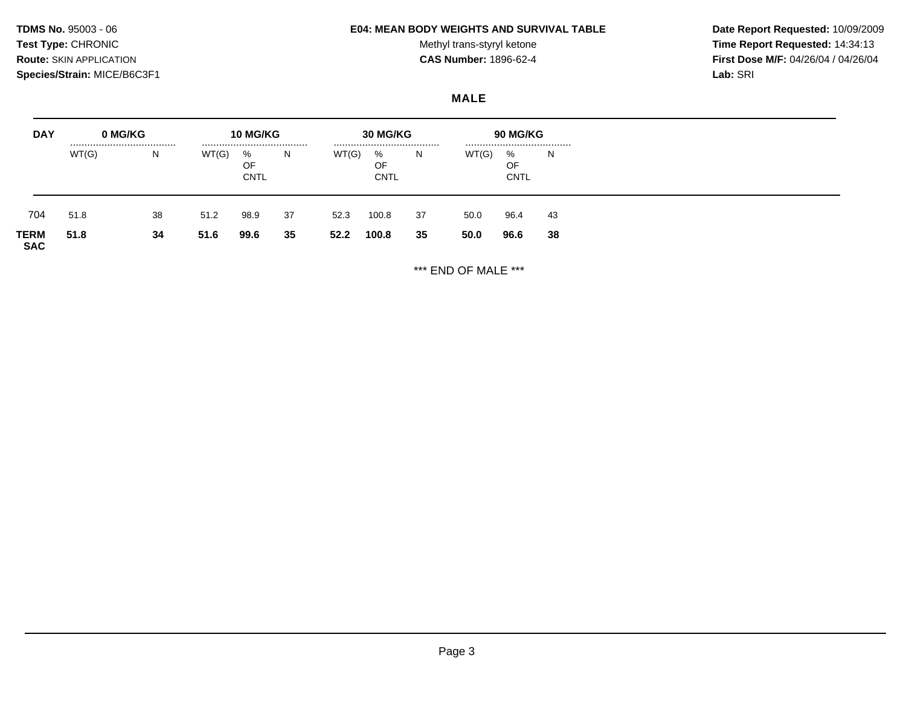**TDMS No.** 95003 - 06
**Test Type:** CHRONIC
**Route:** SKIN APPLICATION
**Species/Strain:** MICE/B6C3F1

**E04: MEAN BODY WEIGHTS AND SURVIVAL TABLE**
Methyl trans-styryl ketone
**CAS Number:** 1896-62-4

**Date Report Requested:** 10/09/2009
**Time Report Requested:** 14:34:13
**First Dose M/F:** 04/26/04 / 04/26/04
**Lab:** SRI

## MALE

| DAY | 0 MG/KG | | 10 MG/KG | | | 30 MG/KG | | | 90 MG/KG | | |
|---|---|---|---|---|---|---|---|---|---|---|---|
| | WT(G) | N | WT(G) | % OF CNTL | N | WT(G) | % OF CNTL | N | WT(G) | % OF CNTL | N |
| 704 | 51.8 | 38 | 51.2 | 98.9 | 37 | 52.3 | 100.8 | 37 | 50.0 | 96.4 | 43 |
| **TERM SAC** | **51.8** | **34** | **51.6** | **99.6** | **35** | **52.2** | **100.8** | **35** | **50.0** | **96.6** | **38** |

*** END OF MALE ***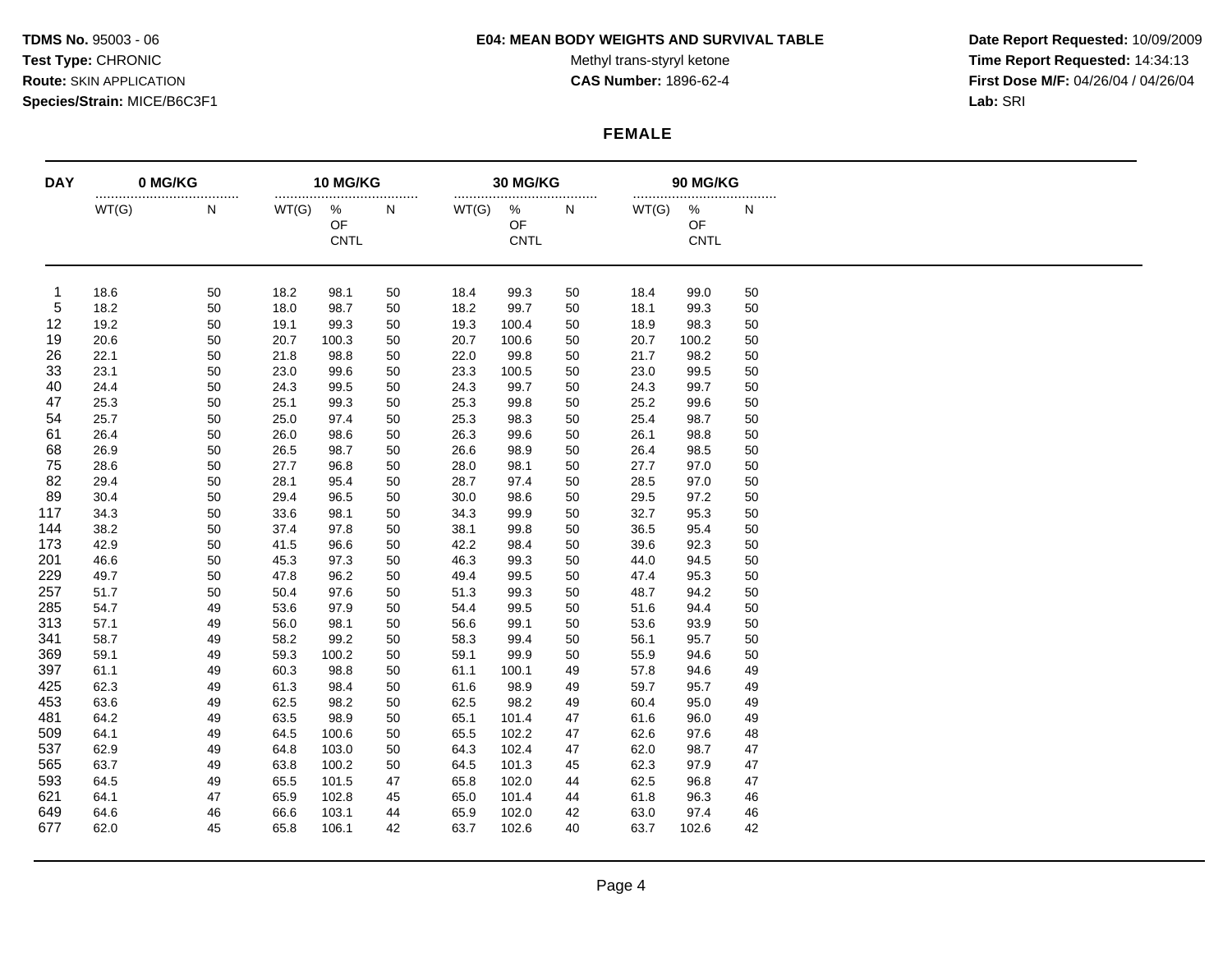**TDMS No.** 95003 - 06
**Test Type:** CHRONIC
**Route:** SKIN APPLICATION
**Species/Strain:** MICE/B6C3F1

**E04: MEAN BODY WEIGHTS AND SURVIVAL TABLE**
Methyl trans-styryl ketone
**CAS Number:** 1896-62-4

**Date Report Requested:** 10/09/2009
**Time Report Requested:** 14:34:13
**First Dose M/F:** 04/26/04 / 04/26/04
**Lab:** SRI

## FEMALE

| DAY | 0 MG/KG | | 10 MG/KG | | | 30 MG/KG | | | 90 MG/KG | | |
|---|---|---|---|---|---|---|---|---|---|---|---|
| | WT(G) | N | WT(G) | % OF CNTL | N | WT(G) | % OF CNTL | N | WT(G) | % OF CNTL | N |
| 1 | 18.6 | 50 | 18.2 | 98.1 | 50 | 18.4 | 99.3 | 50 | 18.4 | 99.0 | 50 |
| 5 | 18.2 | 50 | 18.0 | 98.7 | 50 | 18.2 | 99.7 | 50 | 18.1 | 99.3 | 50 |
| 12 | 19.2 | 50 | 19.1 | 99.3 | 50 | 19.3 | 100.4 | 50 | 18.9 | 98.3 | 50 |
| 19 | 20.6 | 50 | 20.7 | 100.3 | 50 | 20.7 | 100.6 | 50 | 20.7 | 100.2 | 50 |
| 26 | 22.1 | 50 | 21.8 | 98.8 | 50 | 22.0 | 99.8 | 50 | 21.7 | 98.2 | 50 |
| 33 | 23.1 | 50 | 23.0 | 99.6 | 50 | 23.3 | 100.5 | 50 | 23.0 | 99.5 | 50 |
| 40 | 24.4 | 50 | 24.3 | 99.5 | 50 | 24.3 | 99.7 | 50 | 24.3 | 99.7 | 50 |
| 47 | 25.3 | 50 | 25.1 | 99.3 | 50 | 25.3 | 99.8 | 50 | 25.2 | 99.6 | 50 |
| 54 | 25.7 | 50 | 25.0 | 97.4 | 50 | 25.3 | 98.3 | 50 | 25.4 | 98.7 | 50 |
| 61 | 26.4 | 50 | 26.0 | 98.6 | 50 | 26.3 | 99.6 | 50 | 26.1 | 98.8 | 50 |
| 68 | 26.9 | 50 | 26.5 | 98.7 | 50 | 26.6 | 98.9 | 50 | 26.4 | 98.5 | 50 |
| 75 | 28.6 | 50 | 27.7 | 96.8 | 50 | 28.0 | 98.1 | 50 | 27.7 | 97.0 | 50 |
| 82 | 29.4 | 50 | 28.1 | 95.4 | 50 | 28.7 | 97.4 | 50 | 28.5 | 97.0 | 50 |
| 89 | 30.4 | 50 | 29.4 | 96.5 | 50 | 30.0 | 98.6 | 50 | 29.5 | 97.2 | 50 |
| 117 | 34.3 | 50 | 33.6 | 98.1 | 50 | 34.3 | 99.9 | 50 | 32.7 | 95.3 | 50 |
| 144 | 38.2 | 50 | 37.4 | 97.8 | 50 | 38.1 | 99.8 | 50 | 36.5 | 95.4 | 50 |
| 173 | 42.9 | 50 | 41.5 | 96.6 | 50 | 42.2 | 98.4 | 50 | 39.6 | 92.3 | 50 |
| 201 | 46.6 | 50 | 45.3 | 97.3 | 50 | 46.3 | 99.3 | 50 | 44.0 | 94.5 | 50 |
| 229 | 49.7 | 50 | 47.8 | 96.2 | 50 | 49.4 | 99.5 | 50 | 47.4 | 95.3 | 50 |
| 257 | 51.7 | 50 | 50.4 | 97.6 | 50 | 51.3 | 99.3 | 50 | 48.7 | 94.2 | 50 |
| 285 | 54.7 | 49 | 53.6 | 97.9 | 50 | 54.4 | 99.5 | 50 | 51.6 | 94.4 | 50 |
| 313 | 57.1 | 49 | 56.0 | 98.1 | 50 | 56.6 | 99.1 | 50 | 53.6 | 93.9 | 50 |
| 341 | 58.7 | 49 | 58.2 | 99.2 | 50 | 58.3 | 99.4 | 50 | 56.1 | 95.7 | 50 |
| 369 | 59.1 | 49 | 59.3 | 100.2 | 50 | 59.1 | 99.9 | 50 | 55.9 | 94.6 | 50 |
| 397 | 61.1 | 49 | 60.3 | 98.8 | 50 | 61.1 | 100.1 | 49 | 57.8 | 94.6 | 49 |
| 425 | 62.3 | 49 | 61.3 | 98.4 | 50 | 61.6 | 98.9 | 49 | 59.7 | 95.7 | 49 |
| 453 | 63.6 | 49 | 62.5 | 98.2 | 50 | 62.5 | 98.2 | 49 | 60.4 | 95.0 | 49 |
| 481 | 64.2 | 49 | 63.5 | 98.9 | 50 | 65.1 | 101.4 | 47 | 61.6 | 96.0 | 49 |
| 509 | 64.1 | 49 | 64.5 | 100.6 | 50 | 65.5 | 102.2 | 47 | 62.6 | 97.6 | 48 |
| 537 | 62.9 | 49 | 64.8 | 103.0 | 50 | 64.3 | 102.4 | 47 | 62.0 | 98.7 | 47 |
| 565 | 63.7 | 49 | 63.8 | 100.2 | 50 | 64.5 | 101.3 | 45 | 62.3 | 97.9 | 47 |
| 593 | 64.5 | 49 | 65.5 | 101.5 | 47 | 65.8 | 102.0 | 44 | 62.5 | 96.8 | 47 |
| 621 | 64.1 | 47 | 65.9 | 102.8 | 45 | 65.0 | 101.4 | 44 | 61.8 | 96.3 | 46 |
| 649 | 64.6 | 46 | 66.6 | 103.1 | 44 | 65.9 | 102.0 | 42 | 63.0 | 97.4 | 46 |
| 677 | 62.0 | 45 | 65.8 | 106.1 | 42 | 63.7 | 102.6 | 40 | 63.7 | 102.6 | 42 |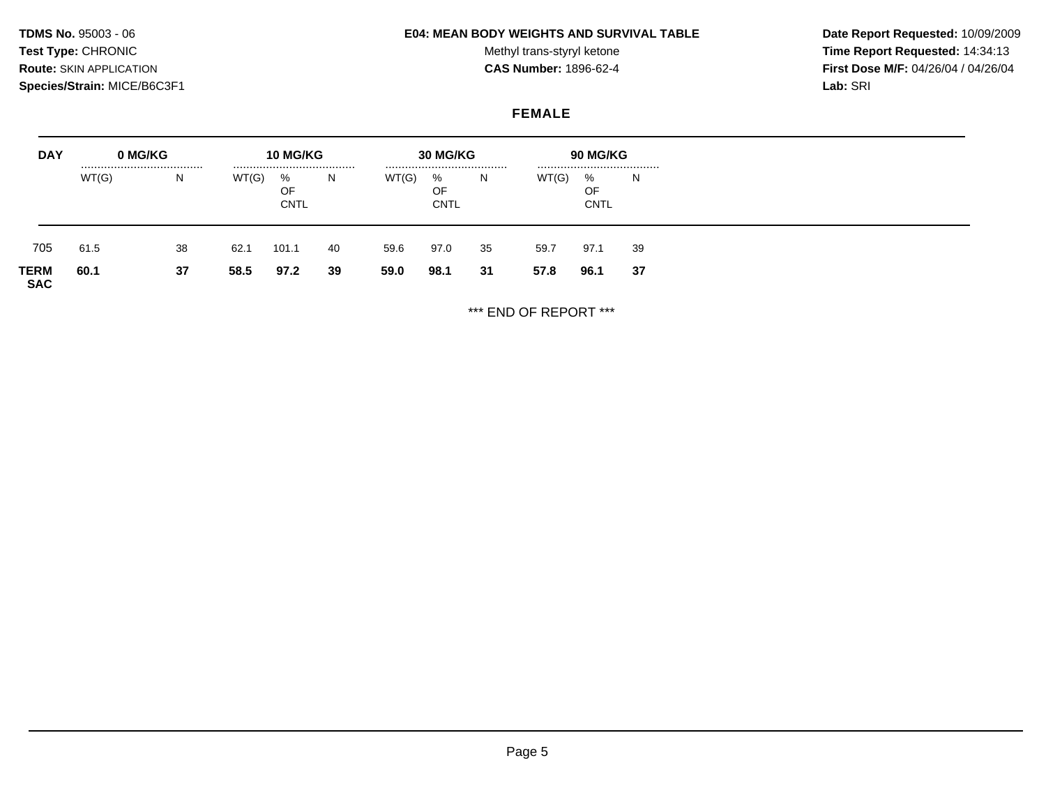**TDMS No.** 95003 - 06
**Test Type:** CHRONIC
**Route:** SKIN APPLICATION
**Species/Strain:** MICE/B6C3F1

**E04: MEAN BODY WEIGHTS AND SURVIVAL TABLE**
Methyl trans-styryl ketone
**CAS Number:** 1896-62-4

**Date Report Requested:** 10/09/2009
**Time Report Requested:** 14:34:13
**First Dose M/F:** 04/26/04 / 04/26/04
**Lab:** SRI

**FEMALE**

| DAY | 0 MG/KG | | 10 MG/KG | | | 30 MG/KG | | | 90 MG/KG | | |
|---|---|---|---|---|---|---|---|---|---|---|---|
| | WT(G) | N | WT(G) | % OF CNTL | N | WT(G) | % OF CNTL | N | WT(G) | % OF CNTL | N |
| 705 | 61.5 | 38 | 62.1 | 101.1 | 40 | 59.6 | 97.0 | 35 | 59.7 | 97.1 | 39 |
| **TERM SAC** | **60.1** | **37** | **58.5** | **97.2** | **39** | **59.0** | **98.1** | **31** | **57.8** | **96.1** | **37** |

*** END OF REPORT ***